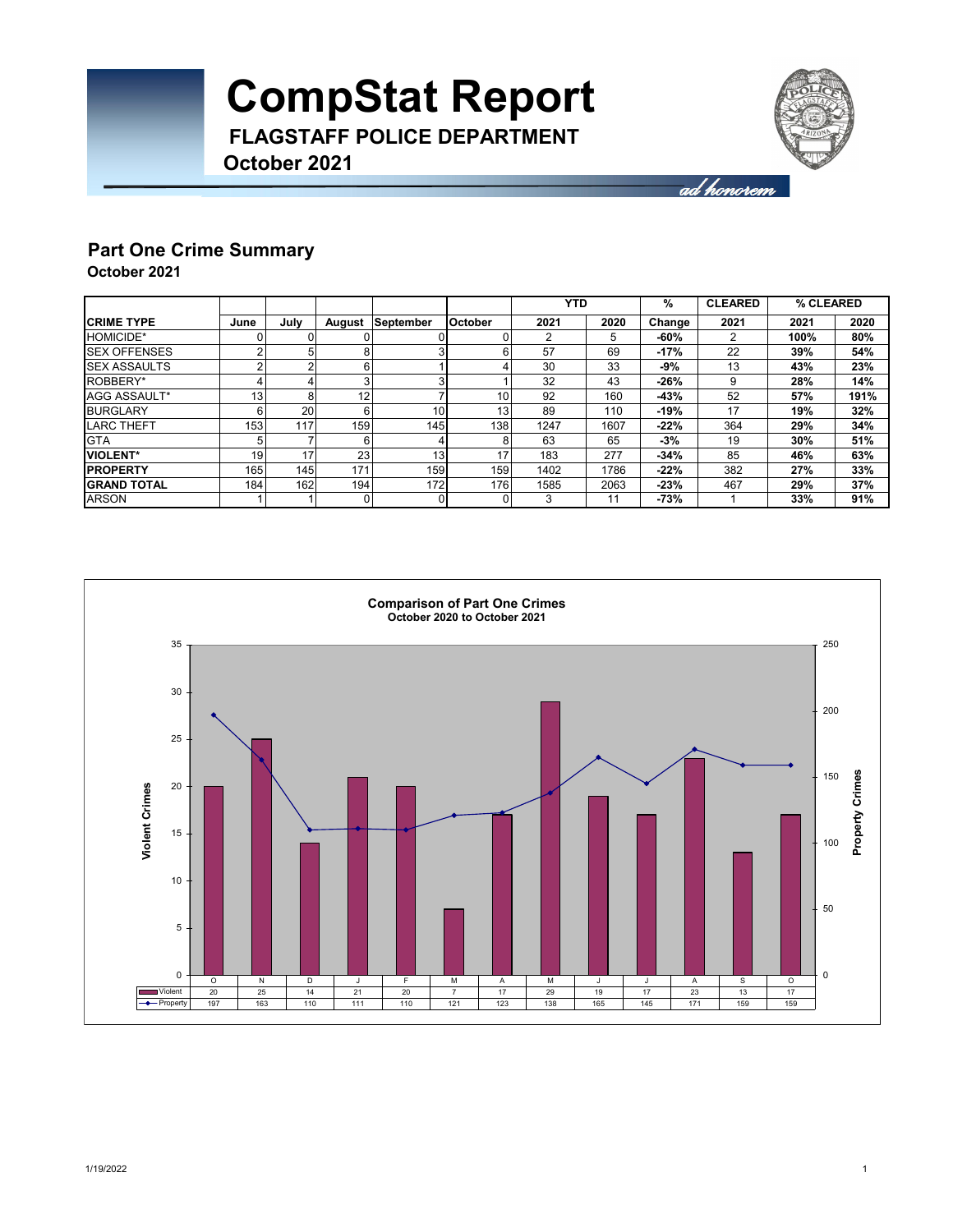# CompStat Report

**FLAGSTAFF POLICE DEPARTMENT**

**October 2021**

*ad honorem*

## Part One Crime Summary

**October 2021**

| | | | | | | YTD | | % | CLEARED | % CLEARED | |
|---|---|---|---|---|---|---|---|---|---|---|---|
| **CRIME TYPE** | **June** | **July** | **August** | **September** | **October** | **2021** | **2020** | **Change** | **2021** | **2021** | **2020** |
| HOMICIDE* | 0 | 0 | 0 | 0 | 0 | 2 | 5 | **-60%** | 2 | **100%** | **80%** |
| SEX OFFENSES | 2 | 5 | 8 | 3 | 6 | 57 | 69 | **-17%** | 22 | **39%** | **54%** |
| SEX ASSAULTS | 2 | 2 | 6 | 1 | 4 | 30 | 33 | **-9%** | 13 | **43%** | **23%** |
| ROBBERY* | 4 | 4 | 3 | 3 | 1 | 32 | 43 | **-26%** | 9 | **28%** | **14%** |
| AGG ASSAULT* | 13 | 8 | 12 | 7 | 10 | 92 | 160 | **-43%** | 52 | **57%** | **191%** |
| BURGLARY | 6 | 20 | 6 | 10 | 13 | 89 | 110 | **-19%** | 17 | **19%** | **32%** |
| LARC THEFT | 153 | 117 | 159 | 145 | 138 | 1247 | 1607 | **-22%** | 364 | **29%** | **34%** |
| GTA | 5 | 7 | 6 | 4 | 8 | 63 | 65 | **-3%** | 19 | **30%** | **51%** |
| **VIOLENT*** | 19 | 17 | 23 | 13 | 17 | 183 | 277 | **-34%** | 85 | **46%** | **63%** |
| **PROPERTY** | 165 | 145 | 171 | 159 | 159 | 1402 | 1786 | **-22%** | 382 | **27%** | **33%** |
| **GRAND TOTAL** | 184 | 162 | 194 | 172 | 176 | 1585 | 2063 | **-23%** | 467 | **29%** | **37%** |
| ARSON | 1 | 1 | 0 | 0 | 0 | 3 | 11 | **-73%** | 1 | **33%** | **91%** |

**Comparison of Part One Crimes**
**October 2020 to October 2021**

| | O | N | D | J | F | M | A | M | J | J | A | S | O |
|---|---|---|---|---|---|---|---|---|---|---|---|---|---|
| Violent | 20 | 25 | 14 | 21 | 20 | 7 | 17 | 29 | 19 | 17 | 23 | 13 | 17 |
| Property | 197 | 163 | 110 | 111 | 110 | 121 | 123 | 138 | 165 | 145 | 171 | 159 | 159 |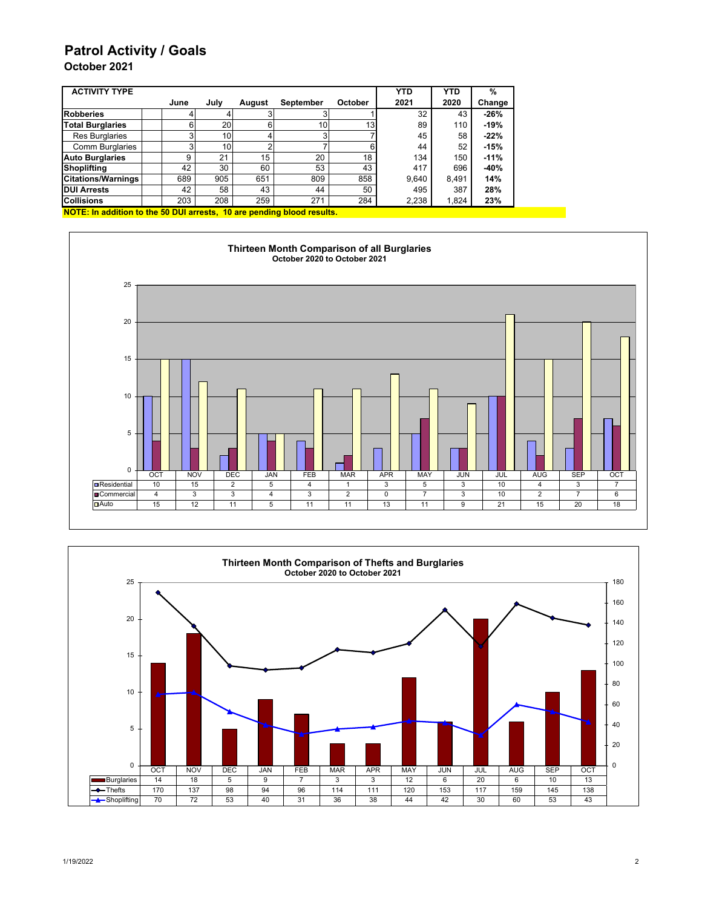# Patrol Activity / Goals

## October 2021

| ACTIVITY TYPE | June | July | August | September | October | YTD 2021 | YTD 2020 | % Change |
|---|---|---|---|---|---|---|---|---|
| **Robberies** | 4 | 4 | 3 | 3 | 1 | 32 | 43 | **-26%** |
| **Total Burglaries** | 6 | 20 | 6 | 10 | 13 | 89 | 110 | **-19%** |
| Res Burglaries | 3 | 10 | 4 | 3 | 7 | 45 | 58 | **-22%** |
| Comm Burglaries | 3 | 10 | 2 | 7 | 6 | 44 | 52 | **-15%** |
| **Auto Burglaries** | 9 | 21 | 15 | 20 | 18 | 134 | 150 | **-11%** |
| **Shoplifting** | 42 | 30 | 60 | 53 | 43 | 417 | 696 | **-40%** |
| **Citations/Warnings** | 689 | 905 | 651 | 809 | 858 | 9,640 | 8,491 | **14%** |
| **DUI Arrests** | 42 | 58 | 43 | 44 | 50 | 495 | 387 | **28%** |
| **Collisions** | 203 | 208 | 259 | 271 | 284 | 2,238 | 1,824 | **23%** |

**NOTE: In addition to the 50 DUI arrests, 10 are pending blood results.**

### Thirteen Month Comparison of all Burglaries
**October 2020 to October 2021**

| | OCT | NOV | DEC | JAN | FEB | MAR | APR | MAY | JUN | JUL | AUG | SEP | OCT |
|---|---|---|---|---|---|---|---|---|---|---|---|---|---|
| Residential | 10 | 15 | 2 | 5 | 4 | 1 | 3 | 5 | 3 | 10 | 4 | 3 | 7 |
| Commercial | 4 | 3 | 3 | 4 | 3 | 2 | 0 | 7 | 3 | 10 | 2 | 7 | 6 |
| Auto | 15 | 12 | 11 | 5 | 11 | 11 | 13 | 11 | 9 | 21 | 15 | 20 | 18 |

### Thirteen Month Comparison of Thefts and Burglaries
**October 2020 to October 2021**

| | OCT | NOV | DEC | JAN | FEB | MAR | APR | MAY | JUN | JUL | AUG | SEP | OCT |
|---|---|---|---|---|---|---|---|---|---|---|---|---|---|
| Burglaries | 14 | 18 | 5 | 9 | 7 | 3 | 3 | 12 | 6 | 20 | 6 | 10 | 13 |
| Thefts | 170 | 137 | 98 | 94 | 96 | 114 | 111 | 120 | 153 | 117 | 159 | 145 | 138 |
| Shoplifting | 70 | 72 | 53 | 40 | 31 | 36 | 38 | 44 | 42 | 30 | 60 | 53 | 43 |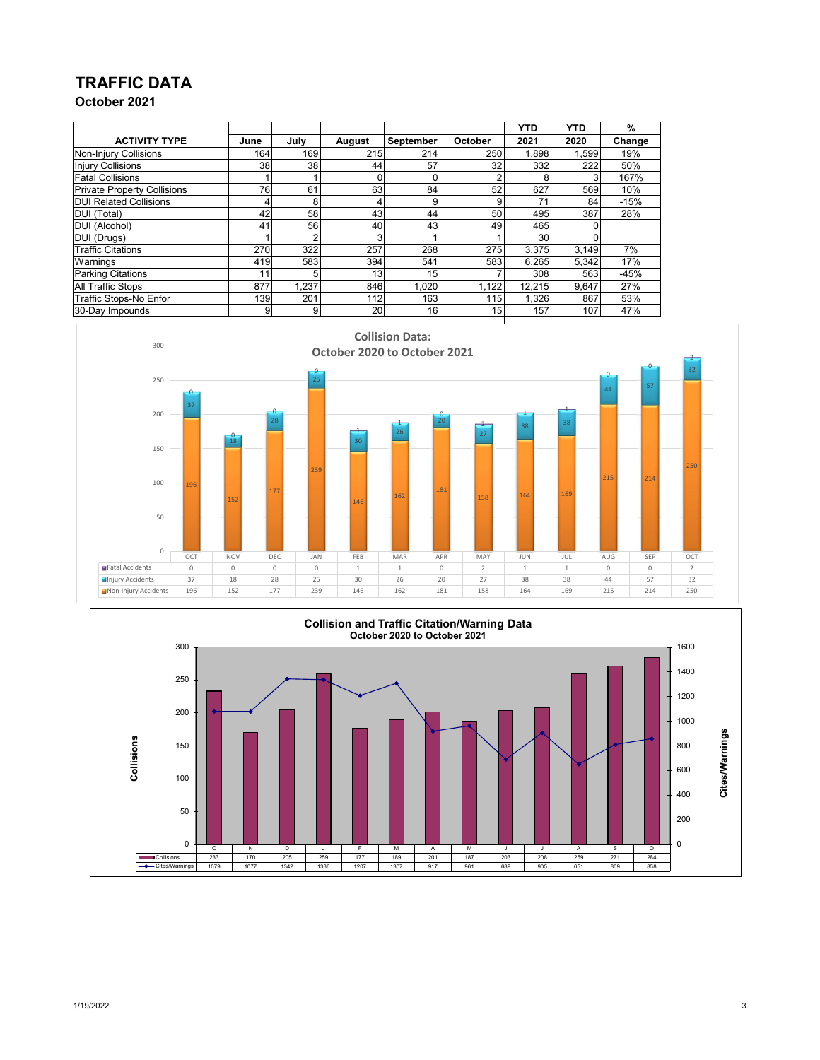# TRAFFIC DATA

## October 2021

| ACTIVITY TYPE | June | July | August | September | October | YTD 2021 | YTD 2020 | % Change |
|---|---|---|---|---|---|---|---|---|
| Non-Injury Collisions | 164 | 169 | 215 | 214 | 250 | 1,898 | 1,599 | 19% |
| Injury Collisions | 38 | 38 | 44 | 57 | 32 | 332 | 222 | 50% |
| Fatal Collisions | 1 | 1 | 0 | 0 | 2 | 8 | 3 | 167% |
| Private Property Collisions | 76 | 61 | 63 | 84 | 52 | 627 | 569 | 10% |
| DUI Related Collisions | 4 | 8 | 4 | 9 | 9 | 71 | 84 | -15% |
| DUI (Total) | 42 | 58 | 43 | 44 | 50 | 495 | 387 | 28% |
| DUI (Alcohol) | 41 | 56 | 40 | 43 | 49 | 465 | 0 | |
| DUI (Drugs) | 1 | 2 | 3 | 1 | 1 | 30 | 0 | |
| Traffic Citations | 270 | 322 | 257 | 268 | 275 | 3,375 | 3,149 | 7% |
| Warnings | 419 | 583 | 394 | 541 | 583 | 6,265 | 5,342 | 17% |
| Parking Citations | 11 | 5 | 13 | 15 | 7 | 308 | 563 | -45% |
| All Traffic Stops | 877 | 1,237 | 846 | 1,020 | 1,122 | 12,215 | 9,647 | 27% |
| Traffic Stops-No Enfor | 139 | 201 | 112 | 163 | 115 | 1,326 | 867 | 53% |
| 30-Day Impounds | 9 | 9 | 20 | 16 | 15 | 157 | 107 | 47% |

**Collision Data: October 2020 to October 2021**

| | OCT | NOV | DEC | JAN | FEB | MAR | APR | MAY | JUN | JUL | AUG | SEP | OCT |
|---|---|---|---|---|---|---|---|---|---|---|---|---|---|
| Fatal Accidents | 0 | 0 | 0 | 0 | 1 | 1 | 0 | 2 | 1 | 1 | 0 | 0 | 2 |
| Injury Accidents | 37 | 18 | 28 | 25 | 30 | 26 | 20 | 27 | 38 | 38 | 44 | 57 | 32 |
| Non-Injury Accidents | 196 | 152 | 177 | 239 | 146 | 162 | 181 | 158 | 164 | 169 | 215 | 214 | 250 |

**Collision and Traffic Citation/Warning Data**
**October 2020 to October 2021**

| | O | N | D | J | F | M | A | M | J | J | A | S | O |
|---|---|---|---|---|---|---|---|---|---|---|---|---|---|
| Collisions | 233 | 170 | 205 | 259 | 177 | 189 | 201 | 187 | 203 | 208 | 259 | 271 | 284 |
| Cites/Warnings | 1079 | 1077 | 1342 | 1336 | 1207 | 1307 | 917 | 961 | 689 | 905 | 651 | 809 | 858 |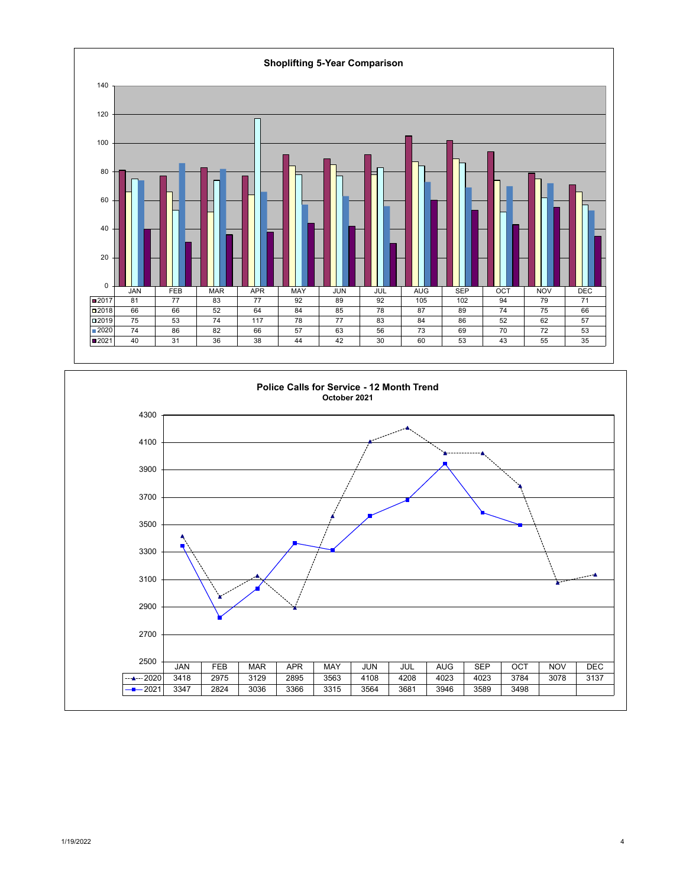## Shoplifting 5-Year Comparison

| | JAN | FEB | MAR | APR | MAY | JUN | JUL | AUG | SEP | OCT | NOV | DEC |
|---|---|---|---|---|---|---|---|---|---|---|---|---|
| 2017 | 81 | 77 | 83 | 77 | 92 | 89 | 92 | 105 | 102 | 94 | 79 | 71 |
| 2018 | 66 | 66 | 52 | 64 | 84 | 85 | 78 | 87 | 89 | 74 | 75 | 66 |
| 2019 | 75 | 53 | 74 | 117 | 78 | 77 | 83 | 84 | 86 | 52 | 62 | 57 |
| 2020 | 74 | 86 | 82 | 66 | 57 | 63 | 56 | 73 | 69 | 70 | 72 | 53 |
| 2021 | 40 | 31 | 36 | 38 | 44 | 42 | 30 | 60 | 53 | 43 | 55 | 35 |

## Police Calls for Service - 12 Month Trend

**October 2021**

| | JAN | FEB | MAR | APR | MAY | JUN | JUL | AUG | SEP | OCT | NOV | DEC |
|---|---|---|---|---|---|---|---|---|---|---|---|---|
| 2020 | 3418 | 2975 | 3129 | 2895 | 3563 | 4108 | 4208 | 4023 | 4023 | 3784 | 3078 | 3137 |
| 2021 | 3347 | 2824 | 3036 | 3366 | 3315 | 3564 | 3681 | 3946 | 3589 | 3498 | | |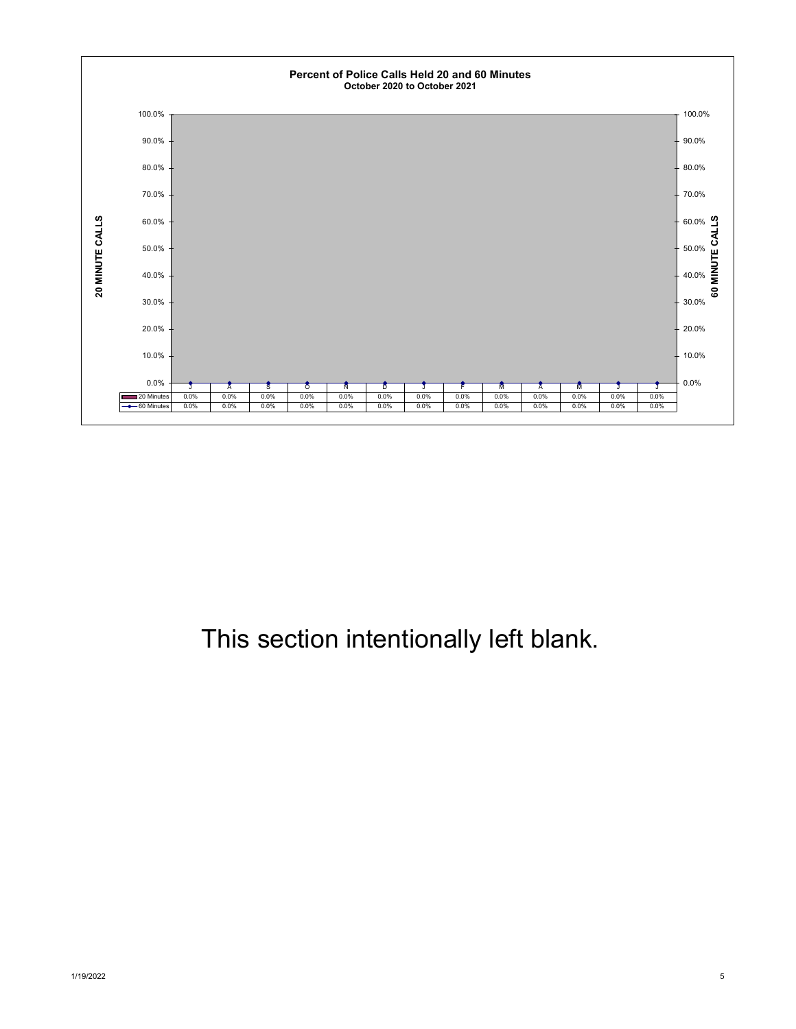**Percent of Police Calls Held 20 and 60 Minutes**
**October 2020 to October 2021**

| | J | A | S | O | N | D | J | F | M | A | M | J | J |
|---|---|---|---|---|---|---|---|---|---|---|---|---|---|
| 20 Minutes | 0.0% | 0.0% | 0.0% | 0.0% | 0.0% | 0.0% | 0.0% | 0.0% | 0.0% | 0.0% | 0.0% | 0.0% | 0.0% |
| 60 Minutes | 0.0% | 0.0% | 0.0% | 0.0% | 0.0% | 0.0% | 0.0% | 0.0% | 0.0% | 0.0% | 0.0% | 0.0% | 0.0% |

This section intentionally left blank.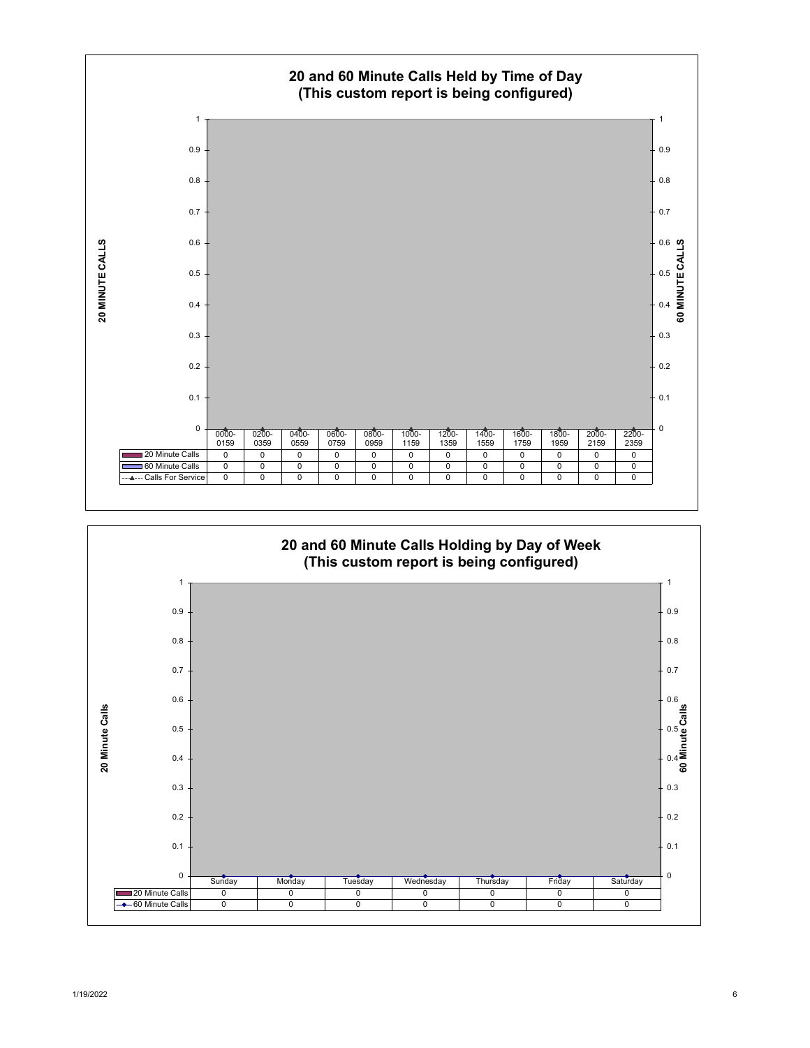## 20 and 60 Minute Calls Held by Time of Day
## (This custom report is being configured)

| | 0000-0159 | 0200-0359 | 0400-0559 | 0600-0759 | 0800-0959 | 1000-1159 | 1200-1359 | 1400-1559 | 1600-1759 | 1800-1959 | 2000-2159 | 2200-2359 |
|---|---|---|---|---|---|---|---|---|---|---|---|---|
| 20 Minute Calls | 0 | 0 | 0 | 0 | 0 | 0 | 0 | 0 | 0 | 0 | 0 | 0 |
| 60 Minute Calls | 0 | 0 | 0 | 0 | 0 | 0 | 0 | 0 | 0 | 0 | 0 | 0 |
| Calls For Service | 0 | 0 | 0 | 0 | 0 | 0 | 0 | 0 | 0 | 0 | 0 | 0 |

## 20 and 60 Minute Calls Holding by Day of Week
## (This custom report is being configured)

| | Sunday | Monday | Tuesday | Wednesday | Thursday | Friday | Saturday |
|---|---|---|---|---|---|---|---|
| 20 Minute Calls | 0 | 0 | 0 | 0 | 0 | 0 | 0 |
| 60 Minute Calls | 0 | 0 | 0 | 0 | 0 | 0 | 0 |

1/19/2022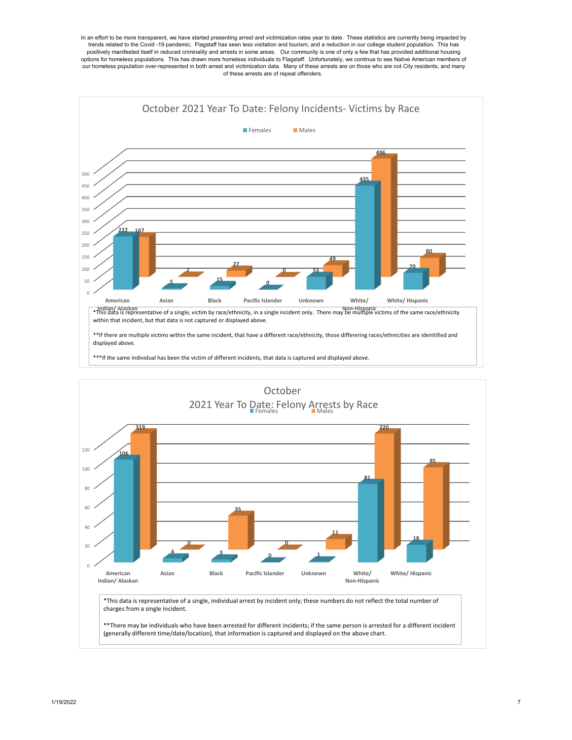In an effort to be more transparent, we have started presenting arrest and victimization rates year to date. These statistics are currently being impacted by trends related to the Covid -19 pandemic. Flagstaff has seen less visitation and tourism, and a reduction in our college student population. This has positively manifested itself in reduced criminality and arrests in some areas. Our community is one of only a few that has provided additional housing options for homeless populations. This has drawn more homeless individuals to Flagstaff. Unfortunately, we continue to see Native American members of our homeless population over-represented in both arrest and victimization data. Many of these arrests are on those who are not City residents, and many of these arrests are of repeat offenders.

## October 2021 Year To Date: Felony Incidents- Victims by Race

| Race | Females | Males |
|---|---|---|
| American Indian/ Alaskan | 222 | 167 |
| Asian | 5 | 2 |
| Black | 15 | 27 |
| Pacific Islander | 0 | 0 |
| Unknown | 53 | 49 |
| White/ Non-Hispanic | 435 | 496 |
| White/ Hispanic | 70 | 80 |

*This data is representative of a single, victim by race/ethnicity, in a single incident only. There may be multiple victims of the same race/ethnicity within that incident, but that data is not captured or displayed above.

**If there are multiple victims within the same incident, that have a different race/ethnicity, those differering races/ethnicities are idenitified and displayed above.

***If the same individual has been the victim of different incidents, that data is captured and displayed above.

## October 2021 Year To Date: Felony Arrests by Race

| Race | Females | Males |
|---|---|---|
| American Indian/ Alaskan | 106 | 319 |
| Asian | 4 | 0 |
| Black | 3 | 35 |
| Pacific Islander | 0 | 0 |
| Unknown | 1 | 11 |
| White/ Non-Hispanic | 81 | 220 |
| White/ Hispanic | 18 | 85 |

*This data is representative of a single, individual arrest by incident only; these numbers do not reflect the total number of charges from a single incident.

**There may be individuals who have been arrested for different incidents; if the same person is arrested for a different incident (generally different time/date/location), that information is captured and displayed on the above chart.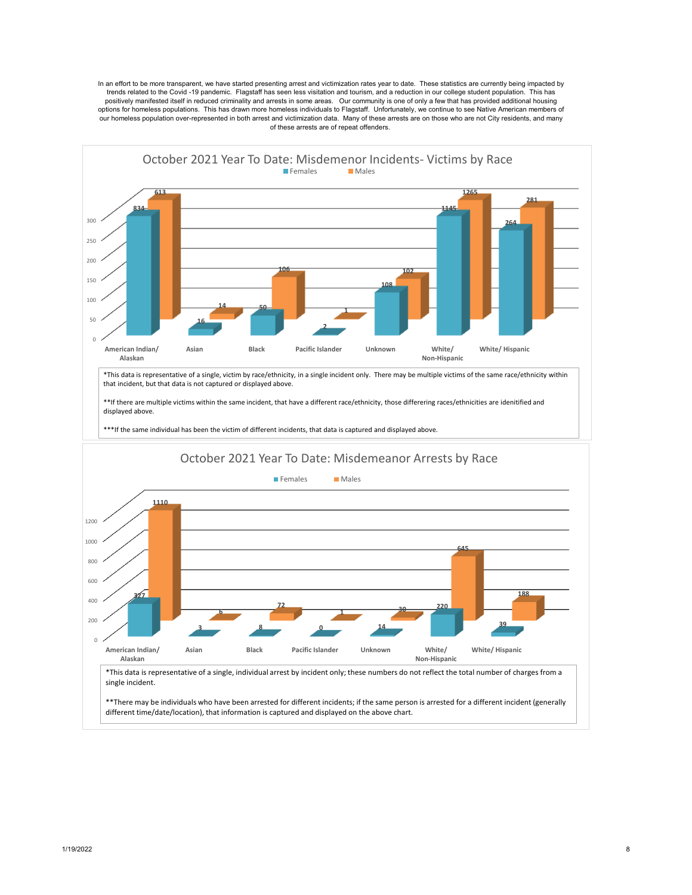In an effort to be more transparent, we have started presenting arrest and victimization rates year to date. These statistics are currently being impacted by trends related to the Covid -19 pandemic. Flagstaff has seen less visitation and tourism, and a reduction in our college student population. This has positively manifested itself in reduced criminality and arrests in some areas. Our community is one of only a few that has provided additional housing options for homeless populations. This has drawn more homeless individuals to Flagstaff. Unfortunately, we continue to see Native American members of our homeless population over-represented in both arrest and victimization data. Many of these arrests are on those who are not City residents, and many of these arrests are of repeat offenders.

## October 2021 Year To Date: Misdemenor Incidents- Victims by Race

| Race | Females | Males |
|---|---|---|
| American Indian/ Alaskan | 834 | 613 |
| Asian | 16 | 14 |
| Black | 50 | 106 |
| Pacific Islander | 2 | 1 |
| Unknown | 108 | 102 |
| White/ Non-Hispanic | 1145 | 1265 |
| White/ Hispanic | 264 | 281 |

*This data is representative of a single, victim by race/ethnicity, in a single incident only. There may be multiple victims of the same race/ethnicity within that incident, but that data is not captured or displayed above.

**If there are multiple victims within the same incident, that have a different race/ethnicity, those differering races/ethnicities are idenitified and displayed above.

***If the same individual has been the victim of different incidents, that data is captured and displayed above.

## October 2021 Year To Date: Misdemeanor Arrests by Race

| Race | Females | Males |
|---|---|---|
| American Indian/ Alaskan | 327 | 1110 |
| Asian | 3 | 6 |
| Black | 8 | 72 |
| Pacific Islander | 0 | 1 |
| Unknown | 14 | 30 |
| White/ Non-Hispanic | 220 | 645 |
| White/ Hispanic | 39 | 188 |

*This data is representative of a single, individual arrest by incident only; these numbers do not reflect the total number of charges from a single incident.

**There may be individuals who have been arrested for different incidents; if the same person is arrested for a different incident (generally different time/date/location), that information is captured and displayed on the above chart.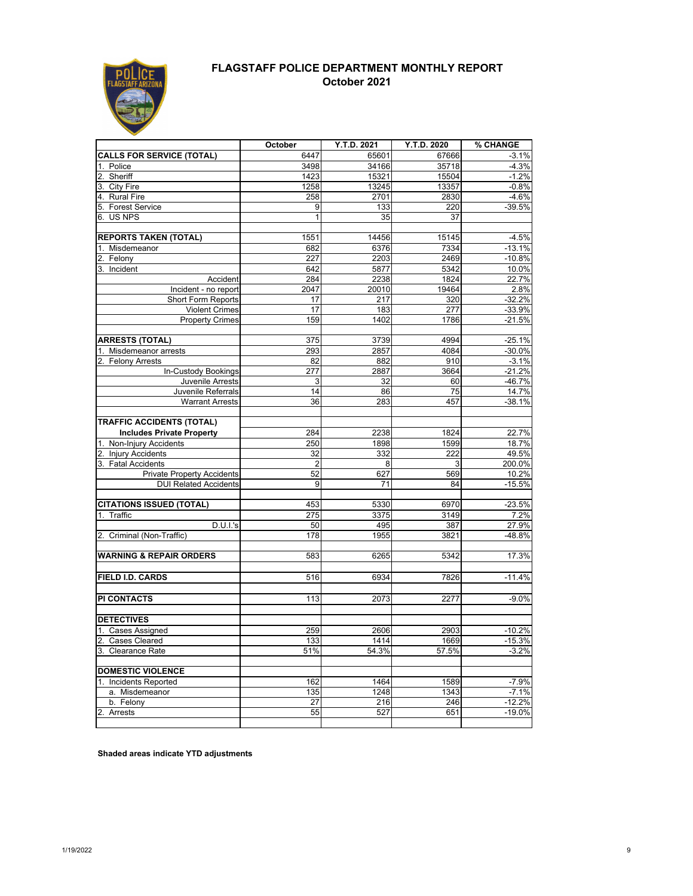# FLAGSTAFF POLICE DEPARTMENT MONTHLY REPORT
## October 2021

| | October | Y.T.D. 2021 | Y.T.D. 2020 | % CHANGE |
|---|---|---|---|---|
| **CALLS FOR SERVICE (TOTAL)** | 6447 | 65601 | 67666 | -3.1% |
| 1. Police | 3498 | 34166 | 35718 | -4.3% |
| 2. Sheriff | 1423 | 15321 | 15504 | -1.2% |
| 3. City Fire | 1258 | 13245 | 13357 | -0.8% |
| 4. Rural Fire | 258 | 2701 | 2830 | -4.6% |
| 5. Forest Service | 9 | 133 | 220 | -39.5% |
| 6. US NPS | 1 | 35 | 37 | |
| | | | | |
| **REPORTS TAKEN (TOTAL)** | 1551 | 14456 | 15145 | -4.5% |
| 1. Misdemeanor | 682 | 6376 | 7334 | -13.1% |
| 2. Felony | 227 | 2203 | 2469 | -10.8% |
| 3. Incident | 642 | 5877 | 5342 | 10.0% |
| Accident | 284 | 2238 | 1824 | 22.7% |
| Incident - no report | 2047 | 20010 | 19464 | 2.8% |
| Short Form Reports | 17 | 217 | 320 | -32.2% |
| Violent Crimes | 17 | 183 | 277 | -33.9% |
| Property Crimes | 159 | 1402 | 1786 | -21.5% |
| | | | | |
| **ARRESTS (TOTAL)** | 375 | 3739 | 4994 | -25.1% |
| 1. Misdemeanor arrests | 293 | 2857 | 4084 | -30.0% |
| 2. Felony Arrests | 82 | 882 | 910 | -3.1% |
| In-Custody Bookings | 277 | 2887 | 3664 | -21.2% |
| Juvenile Arrests | 3 | 32 | 60 | -46.7% |
| Juvenile Referrals | 14 | 86 | 75 | 14.7% |
| Warrant Arrests | 36 | 283 | 457 | -38.1% |
| | | | | |
| **TRAFFIC ACCIDENTS (TOTAL)** | | | | |
| **Includes Private Property** | 284 | 2238 | 1824 | 22.7% |
| 1. Non-Injury Accidents | 250 | 1898 | 1599 | 18.7% |
| 2. Injury Accidents | 32 | 332 | 222 | 49.5% |
| 3. Fatal Accidents | 2 | 8 | 3 | 200.0% |
| Private Property Accidents | 52 | 627 | 569 | 10.2% |
| DUI Related Accidents | 9 | 71 | 84 | -15.5% |
| | | | | |
| **CITATIONS ISSUED (TOTAL)** | 453 | 5330 | 6970 | -23.5% |
| 1. Traffic | 275 | 3375 | 3149 | 7.2% |
| D.U.I.'s | 50 | 495 | 387 | 27.9% |
| 2. Criminal (Non-Traffic) | 178 | 1955 | 3821 | -48.8% |
| | | | | |
| **WARNING & REPAIR ORDERS** | 583 | 6265 | 5342 | 17.3% |
| | | | | |
| **FIELD I.D. CARDS** | 516 | 6934 | 7826 | -11.4% |
| | | | | |
| **PI CONTACTS** | 113 | 2073 | 2277 | -9.0% |
| | | | | |
| **DETECTIVES** | | | | |
| 1. Cases Assigned | 259 | 2606 | 2903 | -10.2% |
| 2. Cases Cleared | 133 | 1414 | 1669 | -15.3% |
| 3. Clearance Rate | 51% | 54.3% | 57.5% | -3.2% |
| | | | | |
| **DOMESTIC VIOLENCE** | | | | |
| 1. Incidents Reported | 162 | 1464 | 1589 | -7.9% |
| a. Misdemeanor | 135 | 1248 | 1343 | -7.1% |
| b. Felony | 27 | 216 | 246 | -12.2% |
| 2. Arrests | 55 | 527 | 651 | -19.0% |

**Shaded areas indicate YTD adjustments**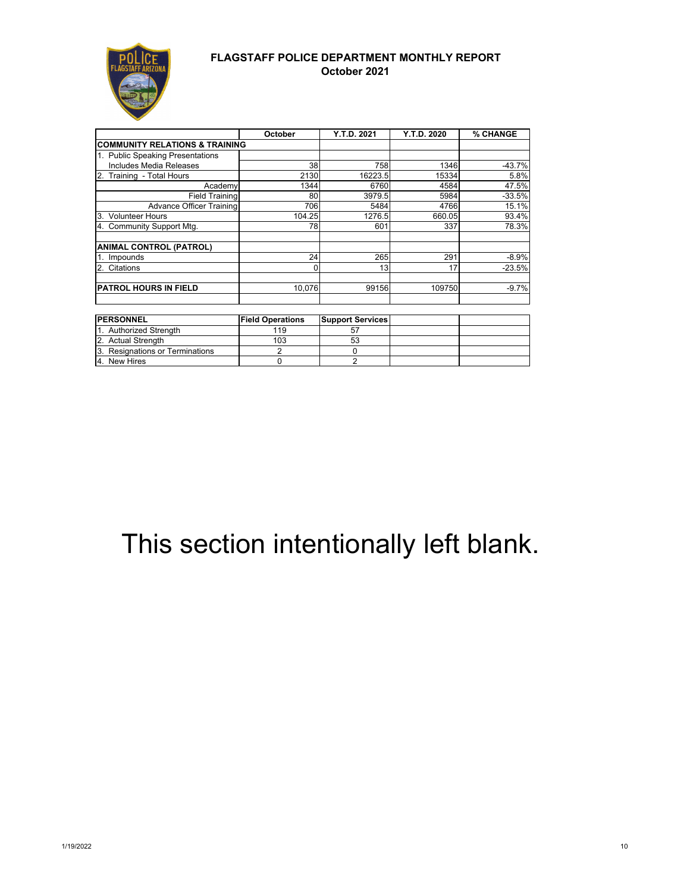# FLAGSTAFF POLICE DEPARTMENT MONTHLY REPORT
## October 2021

| | October | Y.T.D. 2021 | Y.T.D. 2020 | % CHANGE |
|---|---|---|---|---|
| **COMMUNITY RELATIONS & TRAINING** | | | | |
| 1. Public Speaking Presentations | | | | |
| Includes Media Releases | 38 | 758 | 1346 | -43.7% |
| 2. Training - Total Hours | 2130 | 16223.5 | 15334 | 5.8% |
| Academy | 1344 | 6760 | 4584 | 47.5% |
| Field Training | 80 | 3979.5 | 5984 | -33.5% |
| Advance Officer Training | 706 | 5484 | 4766 | 15.1% |
| 3. Volunteer Hours | 104.25 | 1276.5 | 660.05 | 93.4% |
| 4. Community Support Mtg. | 78 | 601 | 337 | 78.3% |
| | | | | |
| **ANIMAL CONTROL (PATROL)** | | | | |
| 1. Impounds | 24 | 265 | 291 | -8.9% |
| 2. Citations | 0 | 13 | 17 | -23.5% |
| | | | | |
| **PATROL HOURS IN FIELD** | 10,076 | 99156 | 109750 | -9.7% |

| PERSONNEL | Field Operations | Support Services |
|---|---|---|
| 1. Authorized Strength | 119 | 57 |
| 2. Actual Strength | 103 | 53 |
| 3. Resignations or Terminations | 2 | 0 |
| 4. New Hires | 0 | 2 |

This section intentionally left blank.